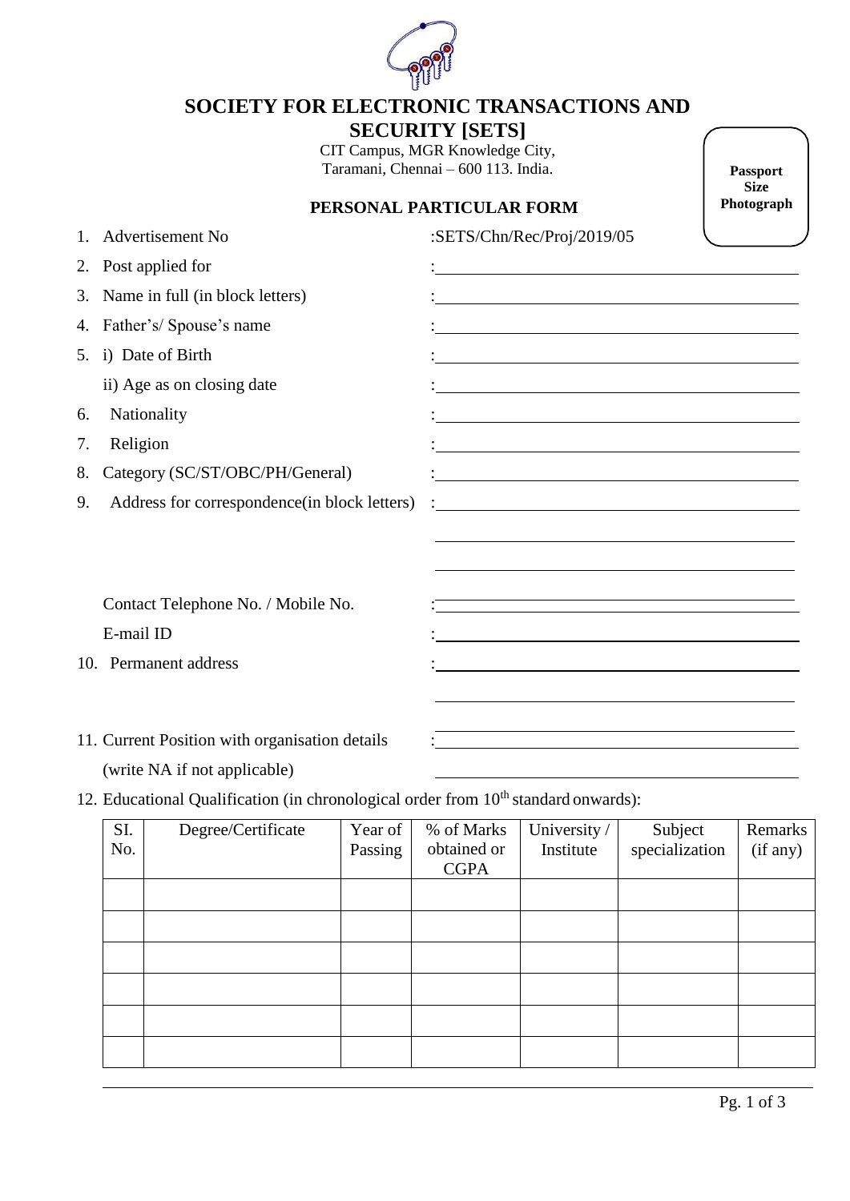# SOCIETY FOR ELECTRONIC TRANSACTIONS AND SECURITY [SETS]

CIT Campus, MGR Knowledge City,
Taramani, Chennai – 600 113. India.

**Passport Size Photograph**

## PERSONAL PARTICULAR FORM

1. Advertisement No :SETS/Chn/Rec/Proj/2019/05
2. Post applied for :
3. Name in full (in block letters) :
4. Father's/ Spouse's name :
5. i) Date of Birth :

   ii) Age as on closing date :
6. Nationality :
7. Religion :
8. Category (SC/ST/OBC/PH/General) :
9. Address for correspondence(in block letters) :

   Contact Telephone No. / Mobile No. :

   E-mail ID :
10. Permanent address :
11. Current Position with organisation details :

    (write NA if not applicable)
12. Educational Qualification (in chronological order from 10th standard onwards):

| SI. No. | Degree/Certificate | Year of Passing | % of Marks obtained or CGPA | University / Institute | Subject specialization | Remarks (if any) |
|---|---|---|---|---|---|---|
| | | | | | | |
| | | | | | | |
| | | | | | | |
| | | | | | | |
| | | | | | | |
| | | | | | | |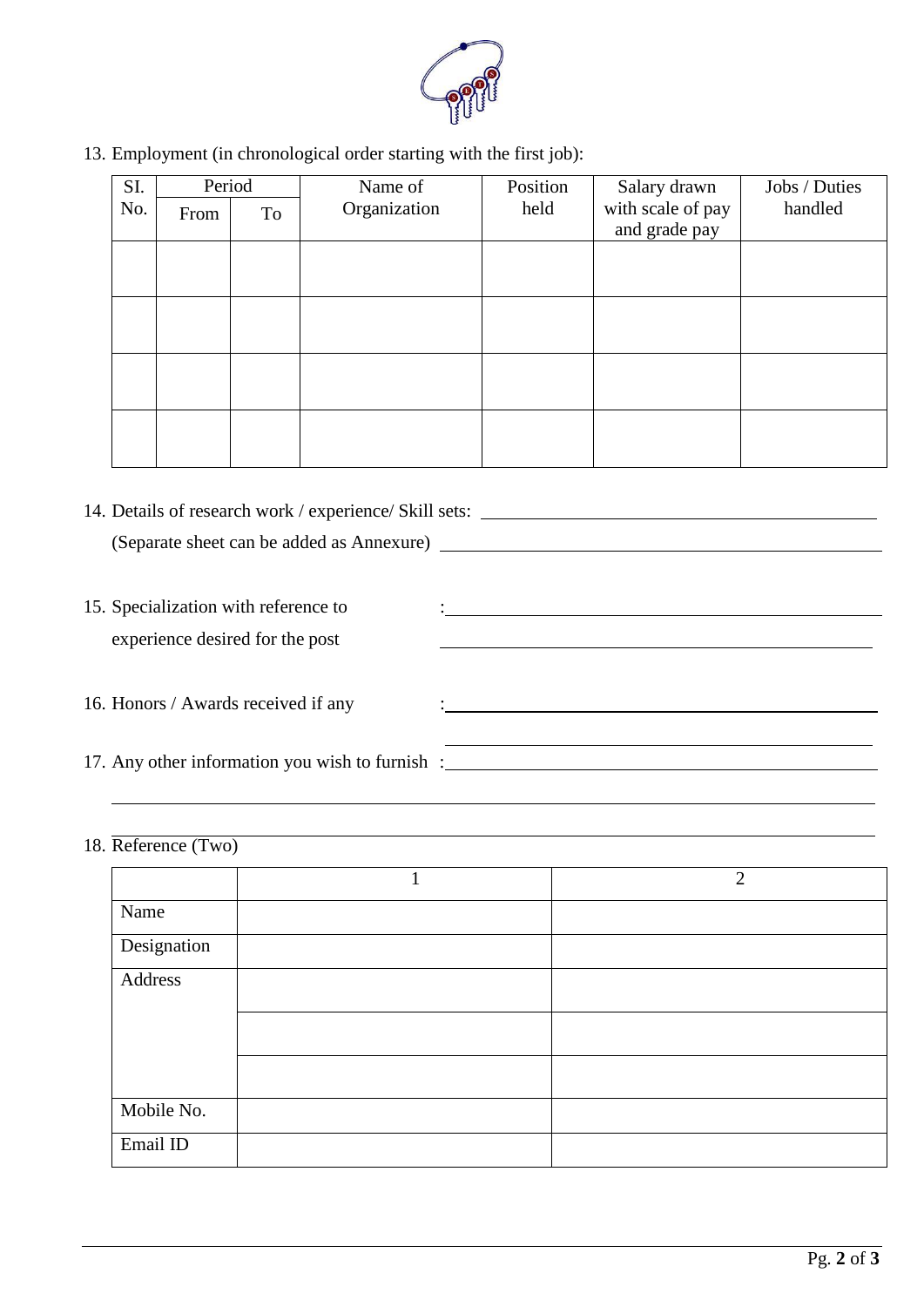13. Employment (in chronological order starting with the first job):

| SI. No. | Period | | Name of Organization | Position held | Salary drawn with scale of pay and grade pay | Jobs / Duties handled |
|---|---|---|---|---|---|---|
| | From | To | | | | |
| | | | | | | |
| | | | | | | |
| | | | | | | |
| | | | | | | |

14. Details of research work / experience/ Skill sets: ____________________
    (Separate sheet can be added as Annexure) ____________________

15. Specialization with reference to experience desired for the post : ____________________

16. Honors / Awards received if any : ____________________

17. Any other information you wish to furnish : ____________________

18. Reference (Two)

| | 1 | 2 |
|---|---|---|
| Name | | |
| Designation | | |
| Address | | |
| | | |
| | | |
| Mobile No. | | |
| Email ID | | |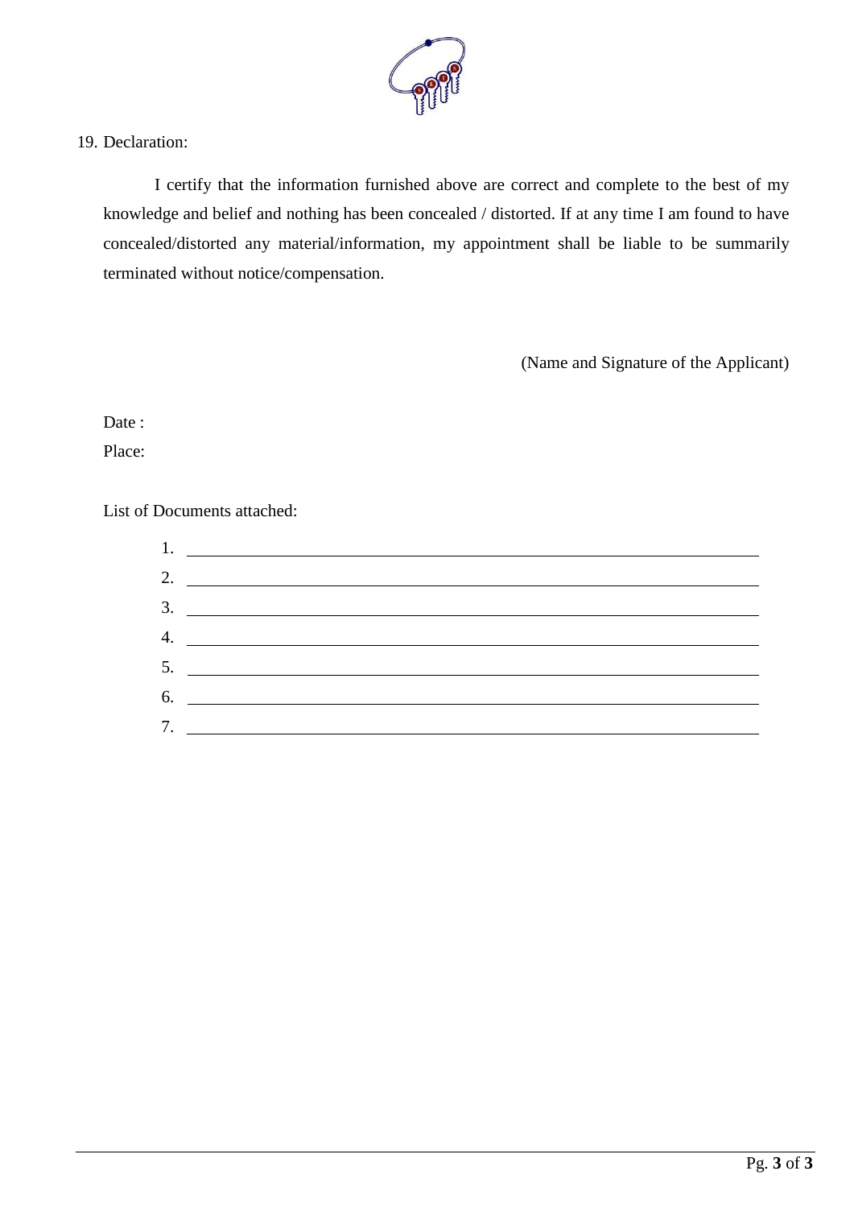19. Declaration:

I certify that the information furnished above are correct and complete to the best of my knowledge and belief and nothing has been concealed / distorted. If at any time I am found to have concealed/distorted any material/information, my appointment shall be liable to be summarily terminated without notice/compensation.

(Name and Signature of the Applicant)

Date :

Place:

List of Documents attached:

1. ____________________
2. ____________________
3. ____________________
4. ____________________
5. ____________________
6. ____________________
7. ____________________